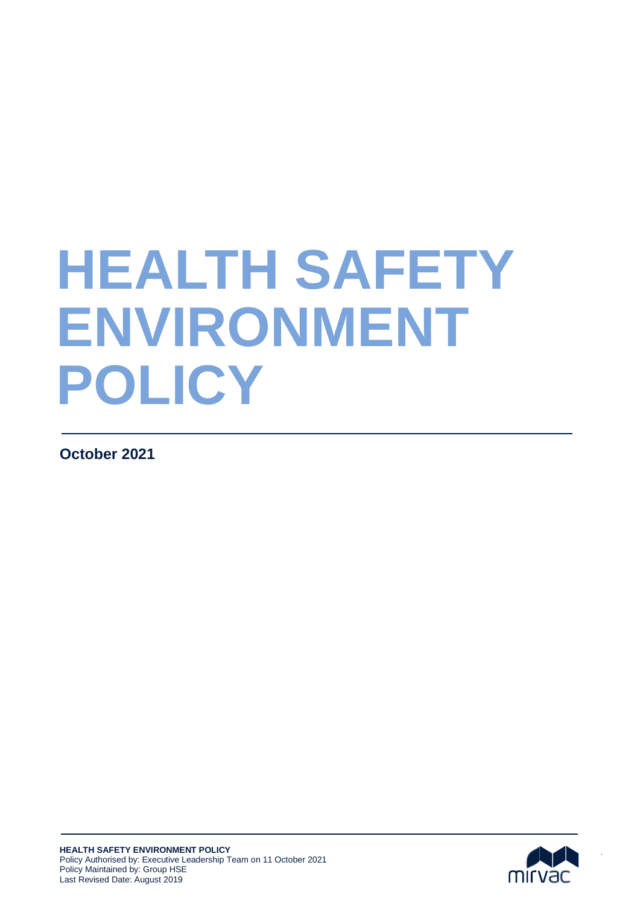# HEALTH SAFETY ENVIRONMENT POLICY

**October 2021**

**HEALTH SAFETY ENVIRONMENT POLICY**
Policy Authorised by: Executive Leadership Team on 11 October 2021
Policy Maintained by: Group HSE
Last Revised Date: August 2019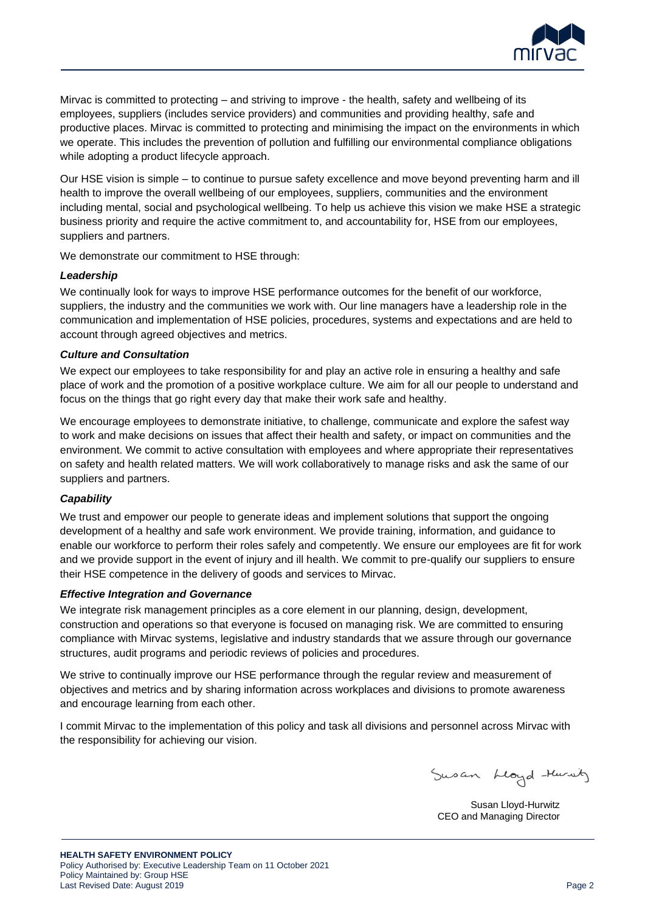Mirvac is committed to protecting – and striving to improve - the health, safety and wellbeing of its employees, suppliers (includes service providers) and communities and providing healthy, safe and productive places. Mirvac is committed to protecting and minimising the impact on the environments in which we operate. This includes the prevention of pollution and fulfilling our environmental compliance obligations while adopting a product lifecycle approach.

Our HSE vision is simple – to continue to pursue safety excellence and move beyond preventing harm and ill health to improve the overall wellbeing of our employees, suppliers, communities and the environment including mental, social and psychological wellbeing. To help us achieve this vision we make HSE a strategic business priority and require the active commitment to, and accountability for, HSE from our employees, suppliers and partners.

We demonstrate our commitment to HSE through:

***Leadership***

We continually look for ways to improve HSE performance outcomes for the benefit of our workforce, suppliers, the industry and the communities we work with. Our line managers have a leadership role in the communication and implementation of HSE policies, procedures, systems and expectations and are held to account through agreed objectives and metrics.

***Culture and Consultation***

We expect our employees to take responsibility for and play an active role in ensuring a healthy and safe place of work and the promotion of a positive workplace culture. We aim for all our people to understand and focus on the things that go right every day that make their work safe and healthy.

We encourage employees to demonstrate initiative, to challenge, communicate and explore the safest way to work and make decisions on issues that affect their health and safety, or impact on communities and the environment. We commit to active consultation with employees and where appropriate their representatives on safety and health related matters. We will work collaboratively to manage risks and ask the same of our suppliers and partners.

***Capability***

We trust and empower our people to generate ideas and implement solutions that support the ongoing development of a healthy and safe work environment. We provide training, information, and guidance to enable our workforce to perform their roles safely and competently. We ensure our employees are fit for work and we provide support in the event of injury and ill health. We commit to pre-qualify our suppliers to ensure their HSE competence in the delivery of goods and services to Mirvac.

***Effective Integration and Governance***

We integrate risk management principles as a core element in our planning, design, development, construction and operations so that everyone is focused on managing risk. We are committed to ensuring compliance with Mirvac systems, legislative and industry standards that we assure through our governance structures, audit programs and periodic reviews of policies and procedures.

We strive to continually improve our HSE performance through the regular review and measurement of objectives and metrics and by sharing information across workplaces and divisions to promote awareness and encourage learning from each other.

I commit Mirvac to the implementation of this policy and task all divisions and personnel across Mirvac with the responsibility for achieving our vision.

Susan Lloyd-Hurwitz

Susan Lloyd-Hurwitz
CEO and Managing Director

**HEALTH SAFETY ENVIRONMENT POLICY**
Policy Authorised by: Executive Leadership Team on 11 October 2021
Policy Maintained by: Group HSE
Last Revised Date: August 2019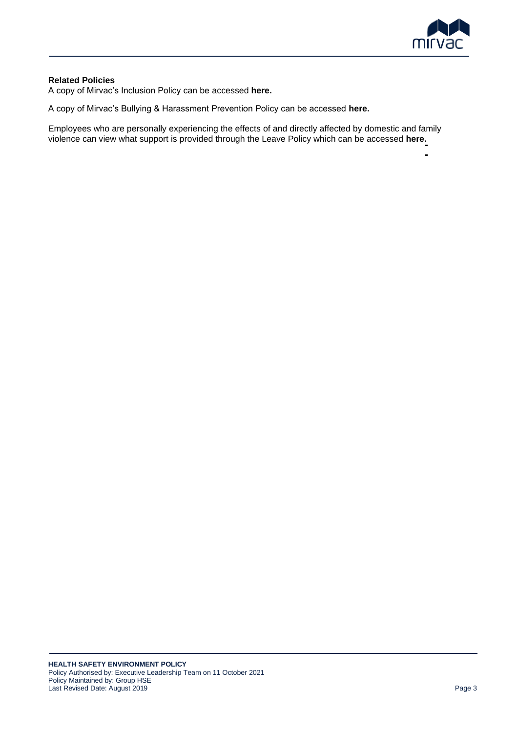**Related Policies**

A copy of Mirvac's Inclusion Policy can be accessed **here.**

A copy of Mirvac's Bullying & Harassment Prevention Policy can be accessed **here.**

Employees who are personally experiencing the effects of and directly affected by domestic and family violence can view what support is provided through the Leave Policy which can be accessed **here.**